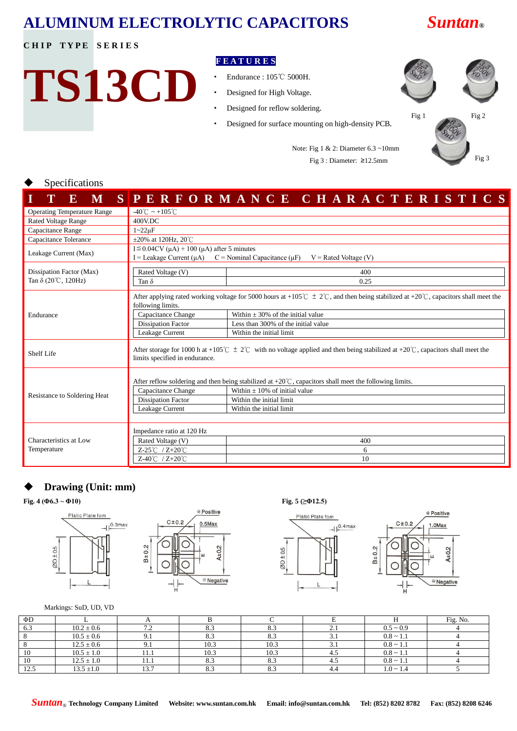# ALUMINUM ELECTROLYTIC CAPACITORS

**Suntan®**

CHIP TYPE SERIES

# TS13CD

**FEATURES**

- Endurance : 105℃ 5000H.
- Designed for High Voltage.
- Designed for reflow soldering.
- Designed for surface mounting on high-density PCB.

Fig 1 Fig 2 Fig 3

Note: Fig 1 & 2: Diameter 6.3 ~10mm
Fig 3 : Diameter: ≥12.5mm

## Specifications

| ITEMS | PERFORMANCE CHARACTERISTICS |
|---|---|
| Operating Temperature Range | -40℃ ~ +105℃ |
| Rated Voltage Range | 400V.DC |
| Capacitance Range | 1~22μF |
| Capacitance Tolerance | ±20% at 120Hz, 20℃ |
| Leakage Current (Max) | I≦0.04CV (μA) + 100 (μA) after 5 minutes<br>I = Leakage Current (μA)  C = Nominal Capacitance (μF)  V = Rated Voltage (V) |
| Dissipation Factor (Max)<br>Tan δ (20℃, 120Hz) | Rated Voltage (V): 400<br>Tan δ: 0.25 |
| Endurance | After applying rated working voltage for 5000 hours at +105℃ ± 2℃, and then being stabilized at +20℃, capacitors shall meet the following limits.<br>Capacitance Change: Within ± 30% of the initial value<br>Dissipation Factor: Less than 300% of the initial value<br>Leakage Current: Within the initial limit |
| Shelf Life | After storage for 1000 h at +105℃ ± 2℃ with no voltage applied and then being stabilized at +20℃, capacitors shall meet the limits specified in endurance. |
| Resistance to Soldering Heat | After reflow soldering and then being stabilized at +20℃, capacitors shall meet the following limits.<br>Capacitance Change: Within ± 10% of initial value<br>Dissipation Factor: Within the initial limit<br>Leakage Current: Within the initial limit |
| Characteristics at Low Temperature | Impedance ratio at 120 Hz<br>Rated Voltage (V): 400<br>Z-25℃ / Z+20℃: 6<br>Z-40℃ / Z+20℃: 10 |

## Drawing (Unit: mm)

**Fig. 4 (Φ6.3 ~ Φ10)**

Platic Plate fom, 0.3max, ØD±0.5, L, C±0.2, 0.5Max, ⊕Positive, B±0.2, A±0.2, E, H, ⊖Negative

**Fig. 5 (≥Φ12.5)**

Platic Plate fom, 0.4max, ØD±0.5, L, C±0.2, 1.0Max, ⊕Positive, B±0.2, A±0.2, E, H, ⊖Negative

Markings: SuD, UD, VD

| ΦD | L | A | B | C | E | H | Fig. No. |
|---|---|---|---|---|---|---|---|
| 6.3 | 10.2 ± 0.6 | 7.2 | 8.3 | 8.3 | 2.1 | 0.5 ~ 0.9 | 4 |
| 8 | 10.5 ± 0.6 | 9.1 | 8.3 | 8.3 | 3.1 | 0.8 ~ 1.1 | 4 |
| 8 | 12.5 ± 0.6 | 9.1 | 10.3 | 10.3 | 3.1 | 0.8 ~ 1.1 | 4 |
| 10 | 10.5 ± 1.0 | 11.1 | 10.3 | 10.3 | 4.5 | 0.8 ~ 1.1 | 4 |
| 10 | 12.5 ± 1.0 | 11.1 | 8.3 | 8.3 | 4.5 | 0.8 ~ 1.1 | 4 |
| 12.5 | 13.5 ±1.0 | 13.7 | 8.3 | 8.3 | 4.4 | 1.0 ~ 1.4 | 5 |

**Suntan® Technology Company Limited  Website: www.suntan.com.hk  Email: info@suntan.com.hk  Tel: (852) 8202 8782  Fax: (852) 8208 6246**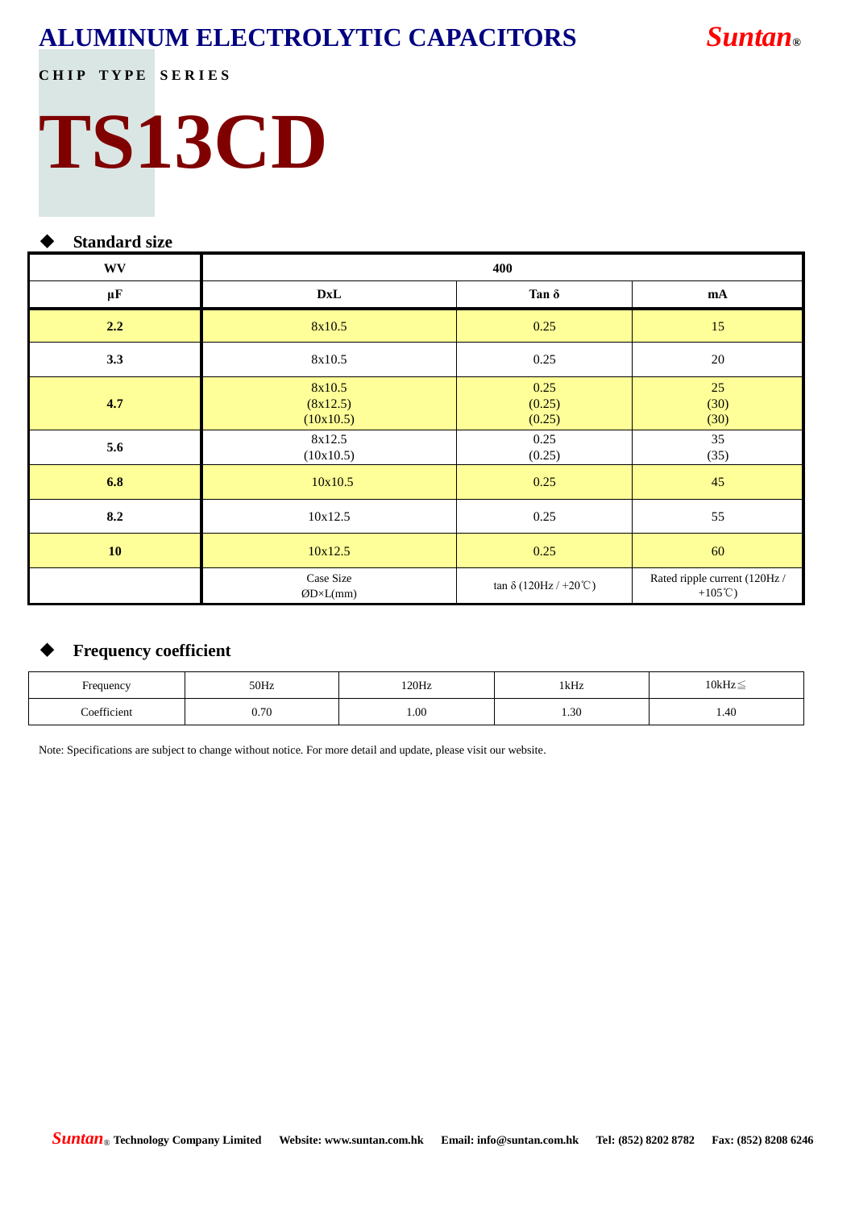# ALUMINUM ELECTROLYTIC CAPACITORS

**Suntan®**

CHIP TYPE SERIES

# TS13CD

## ◆ Standard size

| WV | 400 | | |
|---|---|---|---|
| μF | DxL | Tan δ | mA |
| **2.2** | 8x10.5 | 0.25 | 15 |
| **3.3** | 8x10.5 | 0.25 | 20 |
| **4.7** | 8x10.5<br>(8x12.5)<br>(10x10.5) | 0.25<br>(0.25)<br>(0.25) | 25<br>(30)<br>(30) |
| **5.6** | 8x12.5<br>(10x10.5) | 0.25<br>(0.25) | 35<br>(35) |
| **6.8** | 10x10.5 | 0.25 | 45 |
| **8.2** | 10x12.5 | 0.25 | 55 |
| **10** | 10x12.5 | 0.25 | 60 |
| | Case Size<br>ØD×L(mm) | tan δ (120Hz / +20℃) | Rated ripple current (120Hz / +105℃) |

## ◆ Frequency coefficient

| Frequency | 50Hz | 120Hz | 1kHz | 10kHz≦ |
|---|---|---|---|---|
| Coefficient | 0.70 | 1.00 | 1.30 | 1.40 |

Note: Specifications are subject to change without notice. For more detail and update, please visit our website.

*Suntan®* **Technology Company Limited Website: www.suntan.com.hk Email: info@suntan.com.hk Tel: (852) 8202 8782 Fax: (852) 8208 6246**